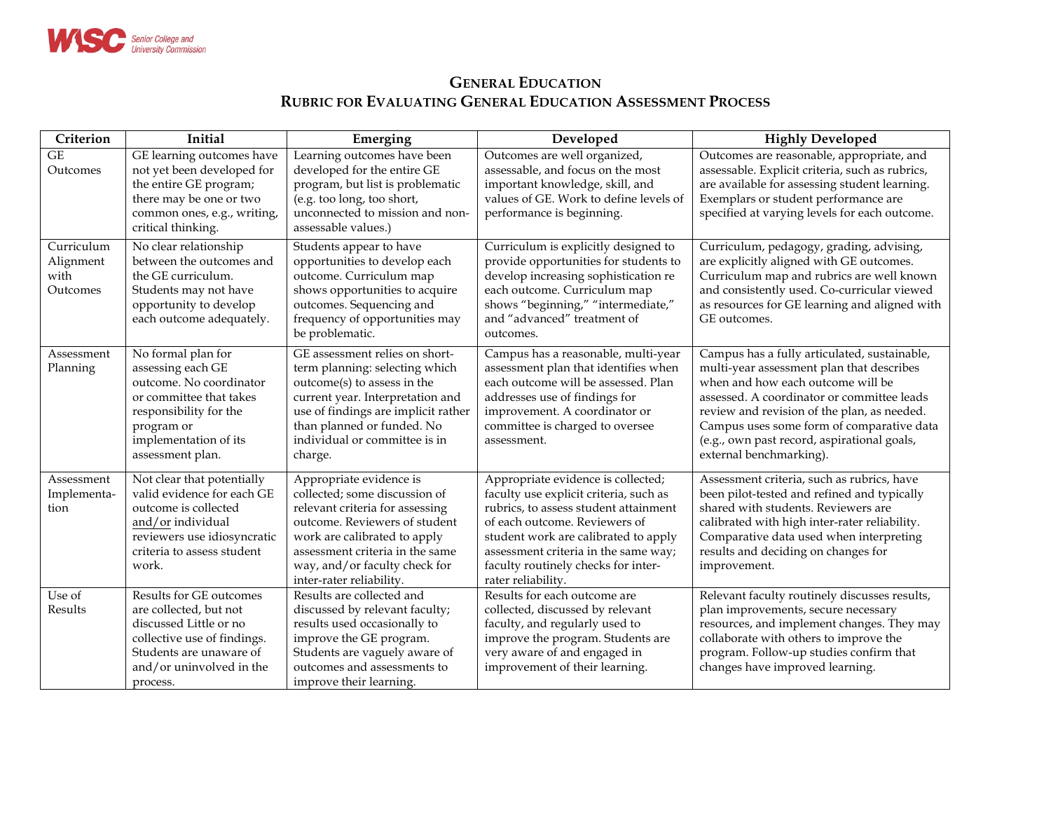# GENERAL EDUCATION
## RUBRIC FOR EVALUATING GENERAL EDUCATION ASSESSMENT PROCESS

| Criterion | Initial | Emerging | Developed | Highly Developed |
|---|---|---|---|---|
| GE Outcomes | GE learning outcomes have not yet been developed for the entire GE program; there may be one or two common ones, e.g., writing, critical thinking. | Learning outcomes have been developed for the entire GE program, but list is problematic (e.g. too long, too short, unconnected to mission and non-assessable values.) | Outcomes are well organized, assessable, and focus on the most important knowledge, skill, and values of GE. Work to define levels of performance is beginning. | Outcomes are reasonable, appropriate, and assessable. Explicit criteria, such as rubrics, are available for assessing student learning. Exemplars or student performance are specified at varying levels for each outcome. |
| Curriculum Alignment with Outcomes | No clear relationship between the outcomes and the GE curriculum. Students may not have opportunity to develop each outcome adequately. | Students appear to have opportunities to develop each outcome. Curriculum map shows opportunities to acquire outcomes. Sequencing and frequency of opportunities may be problematic. | Curriculum is explicitly designed to provide opportunities for students to develop increasing sophistication re each outcome. Curriculum map shows "beginning," "intermediate," and "advanced" treatment of outcomes. | Curriculum, pedagogy, grading, advising, are explicitly aligned with GE outcomes. Curriculum map and rubrics are well known and consistently used. Co-curricular viewed as resources for GE learning and aligned with GE outcomes. |
| Assessment Planning | No formal plan for assessing each GE outcome. No coordinator or committee that takes responsibility for the program or implementation of its assessment plan. | GE assessment relies on short-term planning: selecting which outcome(s) to assess in the current year. Interpretation and use of findings are implicit rather than planned or funded. No individual or committee is in charge. | Campus has a reasonable, multi-year assessment plan that identifies when each outcome will be assessed. Plan addresses use of findings for improvement. A coordinator or committee is charged to oversee assessment. | Campus has a fully articulated, sustainable, multi-year assessment plan that describes when and how each outcome will be assessed. A coordinator or committee leads review and revision of the plan, as needed. Campus uses some form of comparative data (e.g., own past record, aspirational goals, external benchmarking). |
| Assessment Implementa-tion | Not clear that potentially valid evidence for each GE outcome is collected and/or individual reviewers use idiosyncratic criteria to assess student work. | Appropriate evidence is collected; some discussion of relevant criteria for assessing outcome. Reviewers of student work are calibrated to apply assessment criteria in the same way, and/or faculty check for inter-rater reliability. | Appropriate evidence is collected; faculty use explicit criteria, such as rubrics, to assess student attainment of each outcome. Reviewers of student work are calibrated to apply assessment criteria in the same way; faculty routinely checks for inter-rater reliability. | Assessment criteria, such as rubrics, have been pilot-tested and refined and typically shared with students. Reviewers are calibrated with high inter-rater reliability. Comparative data used when interpreting results and deciding on changes for improvement. |
| Use of Results | Results for GE outcomes are collected, but not discussed Little or no collective use of findings. Students are unaware of and/or uninvolved in the process. | Results are collected and discussed by relevant faculty; results used occasionally to improve the GE program. Students are vaguely aware of outcomes and assessments to improve their learning. | Results for each outcome are collected, discussed by relevant faculty, and regularly used to improve the program. Students are very aware of and engaged in improvement of their learning. | Relevant faculty routinely discusses results, plan improvements, secure necessary resources, and implement changes. They may collaborate with others to improve the program. Follow-up studies confirm that changes have improved learning. |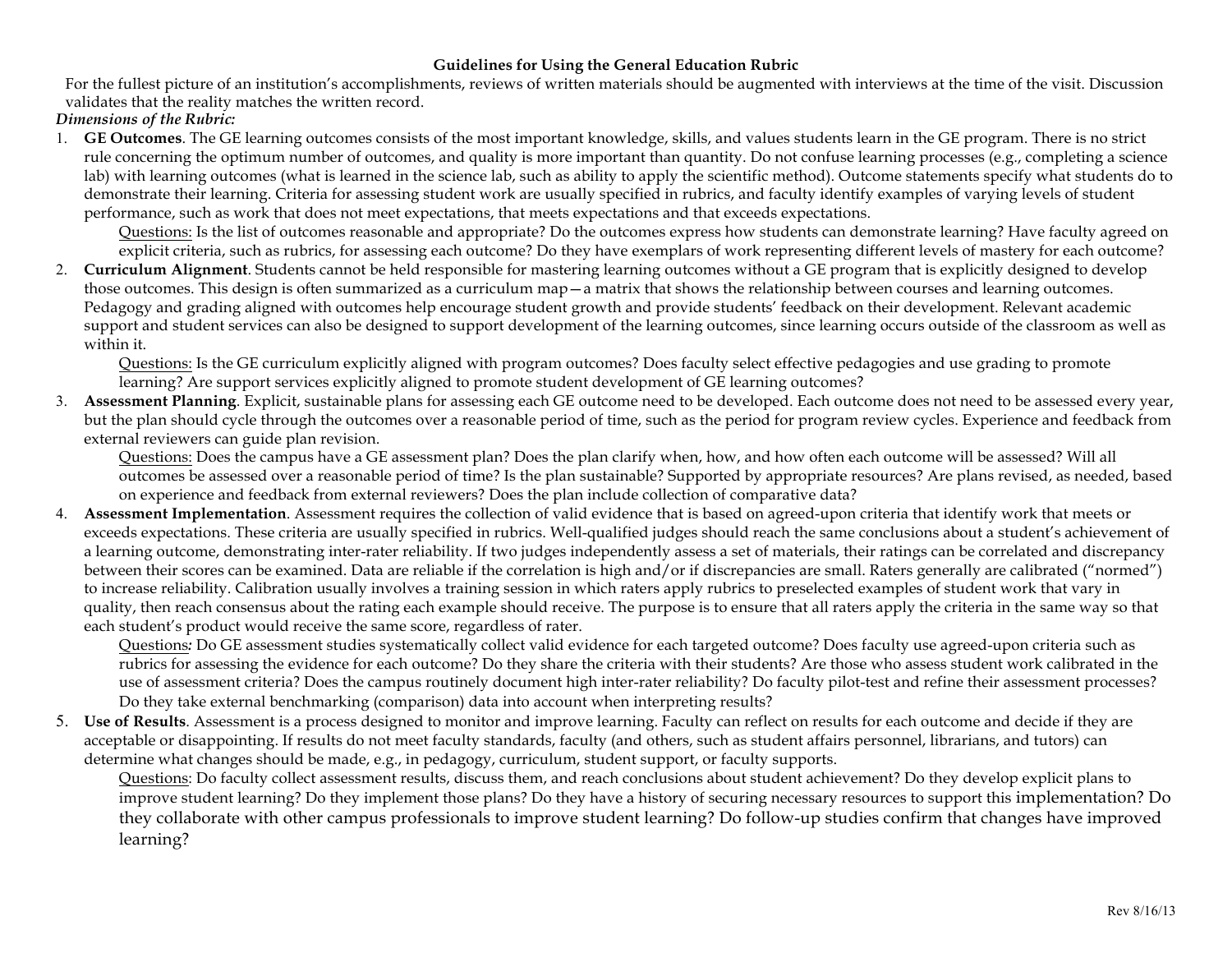**Guidelines for Using the General Education Rubric**

For the fullest picture of an institution's accomplishments, reviews of written materials should be augmented with interviews at the time of the visit. Discussion validates that the reality matches the written record.

***Dimensions of the Rubric:***

1. **GE Outcomes**. The GE learning outcomes consists of the most important knowledge, skills, and values students learn in the GE program. There is no strict rule concerning the optimum number of outcomes, and quality is more important than quantity. Do not confuse learning processes (e.g., completing a science lab) with learning outcomes (what is learned in the science lab, such as ability to apply the scientific method). Outcome statements specify what students do to demonstrate their learning. Criteria for assessing student work are usually specified in rubrics, and faculty identify examples of varying levels of student performance, such as work that does not meet expectations, that meets expectations and that exceeds expectations.

   Questions: Is the list of outcomes reasonable and appropriate? Do the outcomes express how students can demonstrate learning? Have faculty agreed on explicit criteria, such as rubrics, for assessing each outcome? Do they have exemplars of work representing different levels of mastery for each outcome?

2. **Curriculum Alignment**. Students cannot be held responsible for mastering learning outcomes without a GE program that is explicitly designed to develop those outcomes. This design is often summarized as a curriculum map—a matrix that shows the relationship between courses and learning outcomes. Pedagogy and grading aligned with outcomes help encourage student growth and provide students' feedback on their development. Relevant academic support and student services can also be designed to support development of the learning outcomes, since learning occurs outside of the classroom as well as within it.

   Questions: Is the GE curriculum explicitly aligned with program outcomes? Does faculty select effective pedagogies and use grading to promote learning? Are support services explicitly aligned to promote student development of GE learning outcomes?

3. **Assessment Planning**. Explicit, sustainable plans for assessing each GE outcome need to be developed. Each outcome does not need to be assessed every year, but the plan should cycle through the outcomes over a reasonable period of time, such as the period for program review cycles. Experience and feedback from external reviewers can guide plan revision.

   Questions: Does the campus have a GE assessment plan? Does the plan clarify when, how, and how often each outcome will be assessed? Will all outcomes be assessed over a reasonable period of time? Is the plan sustainable? Supported by appropriate resources? Are plans revised, as needed, based on experience and feedback from external reviewers? Does the plan include collection of comparative data?

4. **Assessment Implementation**. Assessment requires the collection of valid evidence that is based on agreed-upon criteria that identify work that meets or exceeds expectations. These criteria are usually specified in rubrics. Well-qualified judges should reach the same conclusions about a student's achievement of a learning outcome, demonstrating inter-rater reliability. If two judges independently assess a set of materials, their ratings can be correlated and discrepancy between their scores can be examined. Data are reliable if the correlation is high and/or if discrepancies are small. Raters generally are calibrated ("normed") to increase reliability. Calibration usually involves a training session in which raters apply rubrics to preselected examples of student work that vary in quality, then reach consensus about the rating each example should receive. The purpose is to ensure that all raters apply the criteria in the same way so that each student's product would receive the same score, regardless of rater.

   Questions*:* Do GE assessment studies systematically collect valid evidence for each targeted outcome? Does faculty use agreed-upon criteria such as rubrics for assessing the evidence for each outcome? Do they share the criteria with their students? Are those who assess student work calibrated in the use of assessment criteria? Does the campus routinely document high inter-rater reliability? Do faculty pilot-test and refine their assessment processes? Do they take external benchmarking (comparison) data into account when interpreting results?

5. **Use of Results**. Assessment is a process designed to monitor and improve learning. Faculty can reflect on results for each outcome and decide if they are acceptable or disappointing. If results do not meet faculty standards, faculty (and others, such as student affairs personnel, librarians, and tutors) can determine what changes should be made, e.g., in pedagogy, curriculum, student support, or faculty supports.

   Questions: Do faculty collect assessment results, discuss them, and reach conclusions about student achievement? Do they develop explicit plans to improve student learning? Do they implement those plans? Do they have a history of securing necessary resources to support this implementation? Do they collaborate with other campus professionals to improve student learning? Do follow-up studies confirm that changes have improved learning?

Rev 8/16/13